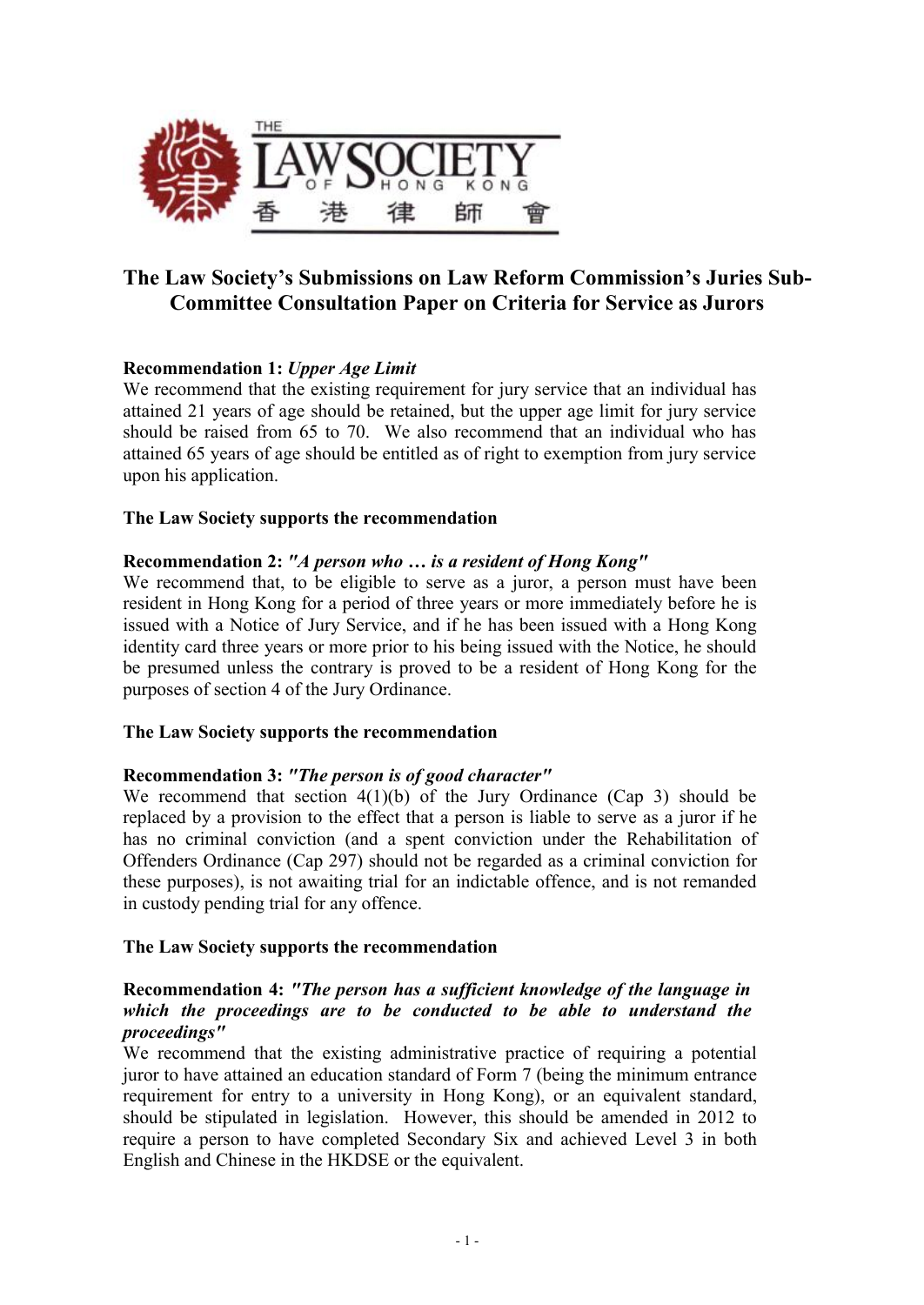# The Law Society's Submissions on Law Reform Commission's Juries Sub-Committee Consultation Paper on Criteria for Service as Jurors

**Recommendation 1:** ***Upper Age Limit***

We recommend that the existing requirement for jury service that an individual has attained 21 years of age should be retained, but the upper age limit for jury service should be raised from 65 to 70. We also recommend that an individual who has attained 65 years of age should be entitled as of right to exemption from jury service upon his application.

**The Law Society supports the recommendation**

**Recommendation 2:** ***"A person who … is a resident of Hong Kong"***

We recommend that, to be eligible to serve as a juror, a person must have been resident in Hong Kong for a period of three years or more immediately before he is issued with a Notice of Jury Service, and if he has been issued with a Hong Kong identity card three years or more prior to his being issued with the Notice, he should be presumed unless the contrary is proved to be a resident of Hong Kong for the purposes of section 4 of the Jury Ordinance.

**The Law Society supports the recommendation**

**Recommendation 3:** ***"The person is of good character"***

We recommend that section 4(1)(b) of the Jury Ordinance (Cap 3) should be replaced by a provision to the effect that a person is liable to serve as a juror if he has no criminal conviction (and a spent conviction under the Rehabilitation of Offenders Ordinance (Cap 297) should not be regarded as a criminal conviction for these purposes), is not awaiting trial for an indictable offence, and is not remanded in custody pending trial for any offence.

**The Law Society supports the recommendation**

**Recommendation 4:** ***"The person has a sufficient knowledge of the language in which the proceedings are to be conducted to be able to understand the proceedings"***

We recommend that the existing administrative practice of requiring a potential juror to have attained an education standard of Form 7 (being the minimum entrance requirement for entry to a university in Hong Kong), or an equivalent standard, should be stipulated in legislation. However, this should be amended in 2012 to require a person to have completed Secondary Six and achieved Level 3 in both English and Chinese in the HKDSE or the equivalent.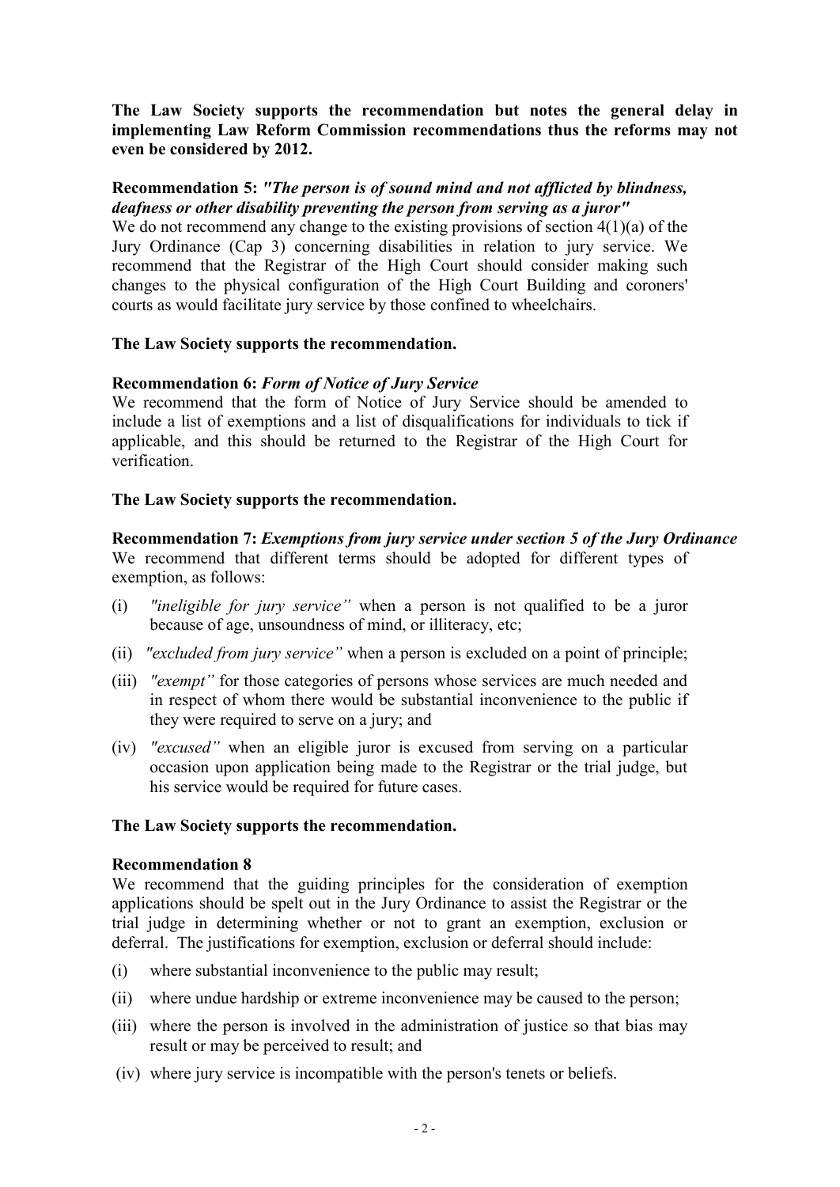**The Law Society supports the recommendation but notes the general delay in implementing Law Reform Commission recommendations thus the reforms may not even be considered by 2012.**

**Recommendation 5:** ***"The person is of sound mind and not afflicted by blindness, deafness or other disability preventing the person from serving as a juror"***

We do not recommend any change to the existing provisions of section 4(1)(a) of the Jury Ordinance (Cap 3) concerning disabilities in relation to jury service. We recommend that the Registrar of the High Court should consider making such changes to the physical configuration of the High Court Building and coroners' courts as would facilitate jury service by those confined to wheelchairs.

**The Law Society supports the recommendation.**

**Recommendation 6:** ***Form of Notice of Jury Service***

We recommend that the form of Notice of Jury Service should be amended to include a list of exemptions and a list of disqualifications for individuals to tick if applicable, and this should be returned to the Registrar of the High Court for verification.

**The Law Society supports the recommendation.**

**Recommendation 7:** ***Exemptions from jury service under section 5 of the Jury Ordinance***

We recommend that different terms should be adopted for different types of exemption, as follows:

(i) *"ineligible for jury service"* when a person is not qualified to be a juror because of age, unsoundness of mind, or illiteracy, etc;

(ii) *"excluded from jury service"* when a person is excluded on a point of principle;

(iii) *"exempt"* for those categories of persons whose services are much needed and in respect of whom there would be substantial inconvenience to the public if they were required to serve on a jury; and

(iv) *"excused"* when an eligible juror is excused from serving on a particular occasion upon application being made to the Registrar or the trial judge, but his service would be required for future cases.

**The Law Society supports the recommendation.**

**Recommendation 8**

We recommend that the guiding principles for the consideration of exemption applications should be spelt out in the Jury Ordinance to assist the Registrar or the trial judge in determining whether or not to grant an exemption, exclusion or deferral. The justifications for exemption, exclusion or deferral should include:

(i) where substantial inconvenience to the public may result;

(ii) where undue hardship or extreme inconvenience may be caused to the person;

(iii) where the person is involved in the administration of justice so that bias may result or may be perceived to result; and

(iv) where jury service is incompatible with the person's tenets or beliefs.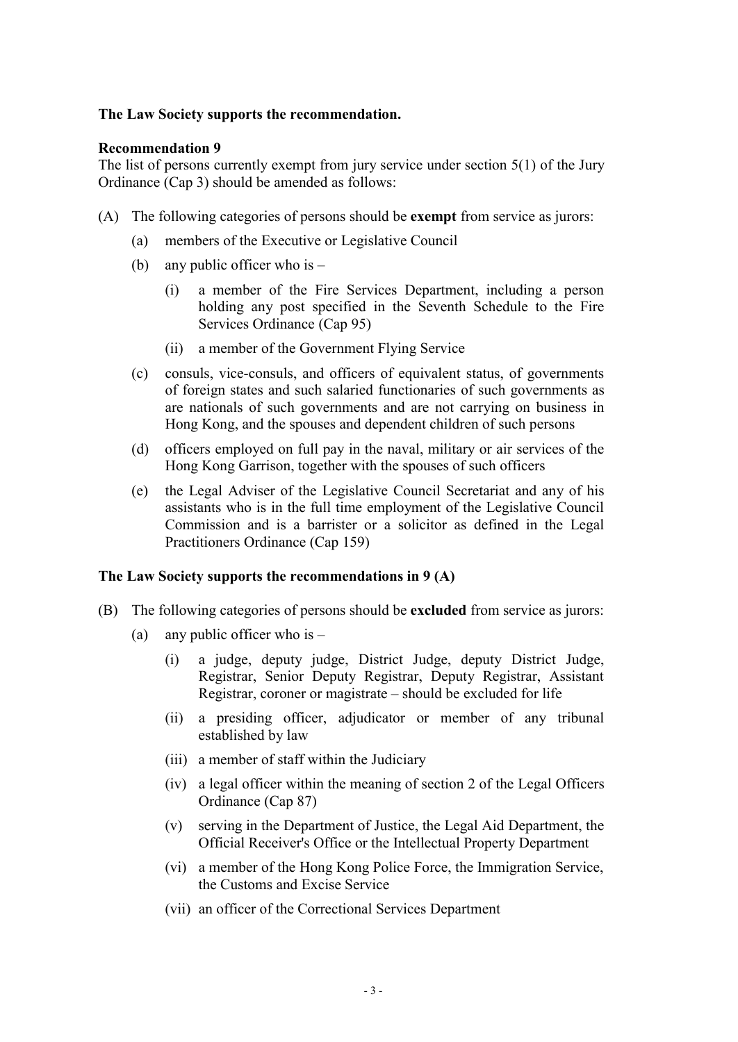**The Law Society supports the recommendation.**

**Recommendation 9**

The list of persons currently exempt from jury service under section 5(1) of the Jury Ordinance (Cap 3) should be amended as follows:

(A) The following categories of persons should be **exempt** from service as jurors:

- (a) members of the Executive or Legislative Council
- (b) any public officer who is –
  - (i) a member of the Fire Services Department, including a person holding any post specified in the Seventh Schedule to the Fire Services Ordinance (Cap 95)
  - (ii) a member of the Government Flying Service
- (c) consuls, vice-consuls, and officers of equivalent status, of governments of foreign states and such salaried functionaries of such governments as are nationals of such governments and are not carrying on business in Hong Kong, and the spouses and dependent children of such persons
- (d) officers employed on full pay in the naval, military or air services of the Hong Kong Garrison, together with the spouses of such officers
- (e) the Legal Adviser of the Legislative Council Secretariat and any of his assistants who is in the full time employment of the Legislative Council Commission and is a barrister or a solicitor as defined in the Legal Practitioners Ordinance (Cap 159)

**The Law Society supports the recommendations in 9 (A)**

(B) The following categories of persons should be **excluded** from service as jurors:

- (a) any public officer who is –
  - (i) a judge, deputy judge, District Judge, deputy District Judge, Registrar, Senior Deputy Registrar, Deputy Registrar, Assistant Registrar, coroner or magistrate – should be excluded for life
  - (ii) a presiding officer, adjudicator or member of any tribunal established by law
  - (iii) a member of staff within the Judiciary
  - (iv) a legal officer within the meaning of section 2 of the Legal Officers Ordinance (Cap 87)
  - (v) serving in the Department of Justice, the Legal Aid Department, the Official Receiver's Office or the Intellectual Property Department
  - (vi) a member of the Hong Kong Police Force, the Immigration Service, the Customs and Excise Service
  - (vii) an officer of the Correctional Services Department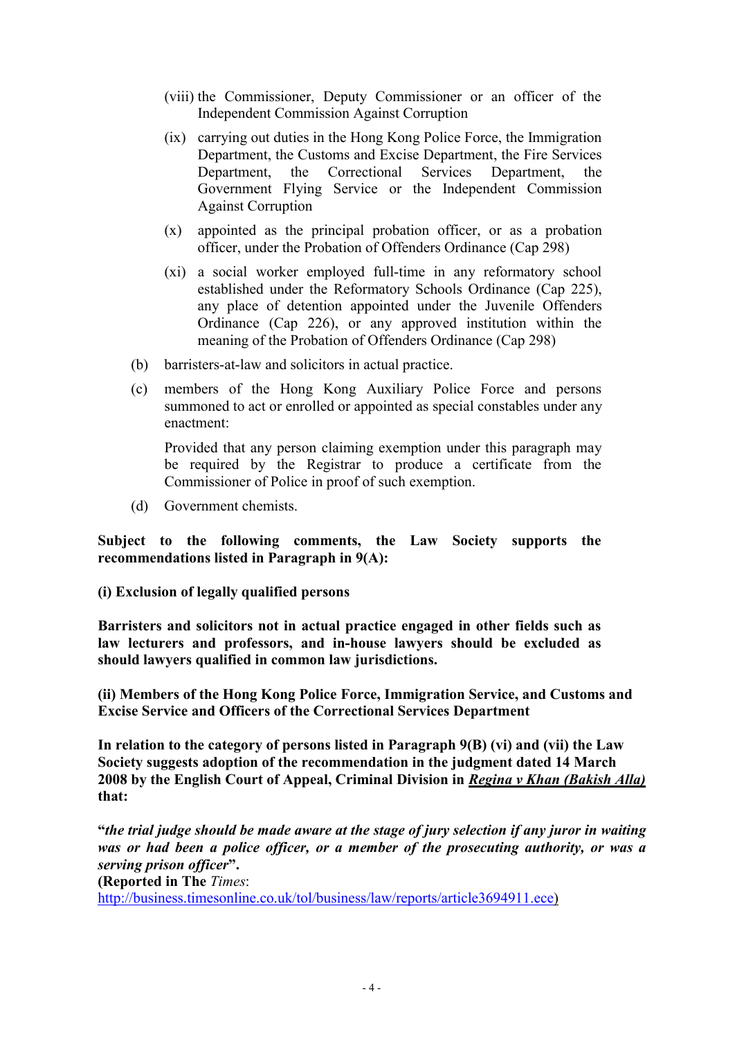(viii) the Commissioner, Deputy Commissioner or an officer of the Independent Commission Against Corruption

(ix) carrying out duties in the Hong Kong Police Force, the Immigration Department, the Customs and Excise Department, the Fire Services Department, the Correctional Services Department, the Government Flying Service or the Independent Commission Against Corruption

(x) appointed as the principal probation officer, or as a probation officer, under the Probation of Offenders Ordinance (Cap 298)

(xi) a social worker employed full-time in any reformatory school established under the Reformatory Schools Ordinance (Cap 225), any place of detention appointed under the Juvenile Offenders Ordinance (Cap 226), or any approved institution within the meaning of the Probation of Offenders Ordinance (Cap 298)

(b) barristers-at-law and solicitors in actual practice.

(c) members of the Hong Kong Auxiliary Police Force and persons summoned to act or enrolled or appointed as special constables under any enactment:

Provided that any person claiming exemption under this paragraph may be required by the Registrar to produce a certificate from the Commissioner of Police in proof of such exemption.

(d) Government chemists.

**Subject to the following comments, the Law Society supports the recommendations listed in Paragraph in 9(A):**

**(i) Exclusion of legally qualified persons**

**Barristers and solicitors not in actual practice engaged in other fields such as law lecturers and professors, and in-house lawyers should be excluded as should lawyers qualified in common law jurisdictions.**

**(ii) Members of the Hong Kong Police Force, Immigration Service, and Customs and Excise Service and Officers of the Correctional Services Department**

**In relation to the category of persons listed in Paragraph 9(B) (vi) and (vii) the Law Society suggests adoption of the recommendation in the judgment dated 14 March 2008 by the English Court of Appeal, Criminal Division in *Regina v Khan (Bakish Alla)* that:**

**"*the trial judge should be made aware at the stage of jury selection if any juror in waiting was or had been a police officer, or a member of the prosecuting authority, or was a serving prison officer*".**
**(Reported in The** *Times*:
http://business.timesonline.co.uk/tol/business/law/reports/article3694911.ece)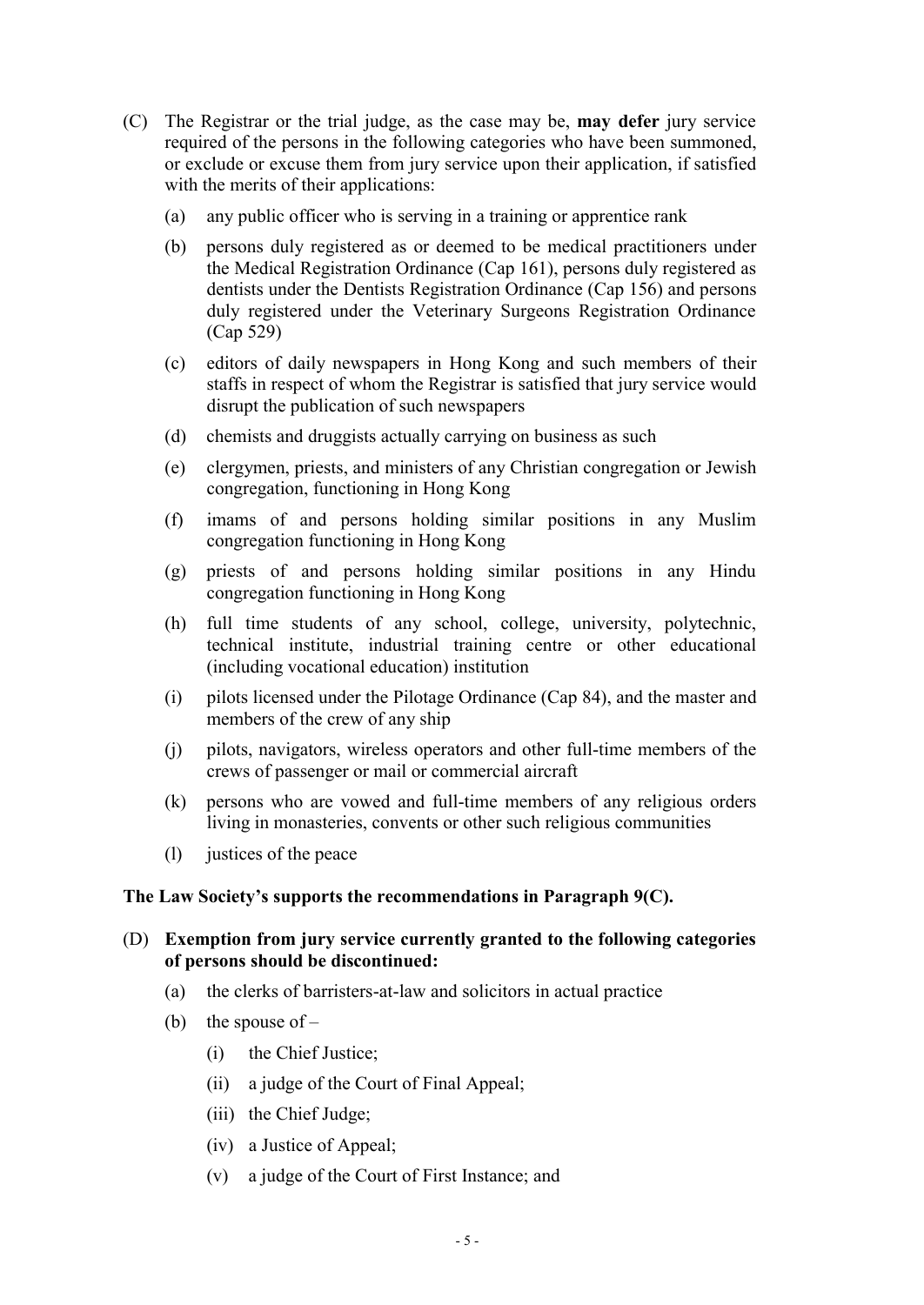(C) The Registrar or the trial judge, as the case may be, **may defer** jury service required of the persons in the following categories who have been summoned, or exclude or excuse them from jury service upon their application, if satisfied with the merits of their applications:

   (a) any public officer who is serving in a training or apprentice rank

   (b) persons duly registered as or deemed to be medical practitioners under the Medical Registration Ordinance (Cap 161), persons duly registered as dentists under the Dentists Registration Ordinance (Cap 156) and persons duly registered under the Veterinary Surgeons Registration Ordinance (Cap 529)

   (c) editors of daily newspapers in Hong Kong and such members of their staffs in respect of whom the Registrar is satisfied that jury service would disrupt the publication of such newspapers

   (d) chemists and druggists actually carrying on business as such

   (e) clergymen, priests, and ministers of any Christian congregation or Jewish congregation, functioning in Hong Kong

   (f) imams of and persons holding similar positions in any Muslim congregation functioning in Hong Kong

   (g) priests of and persons holding similar positions in any Hindu congregation functioning in Hong Kong

   (h) full time students of any school, college, university, polytechnic, technical institute, industrial training centre or other educational (including vocational education) institution

   (i) pilots licensed under the Pilotage Ordinance (Cap 84), and the master and members of the crew of any ship

   (j) pilots, navigators, wireless operators and other full-time members of the crews of passenger or mail or commercial aircraft

   (k) persons who are vowed and full-time members of any religious orders living in monasteries, convents or other such religious communities

   (l) justices of the peace

**The Law Society's supports the recommendations in Paragraph 9(C).**

(D) **Exemption from jury service currently granted to the following categories of persons should be discontinued:**

   (a) the clerks of barristers-at-law and solicitors in actual practice

   (b) the spouse of –

      (i) the Chief Justice;

      (ii) a judge of the Court of Final Appeal;

      (iii) the Chief Judge;

      (iv) a Justice of Appeal;

      (v) a judge of the Court of First Instance; and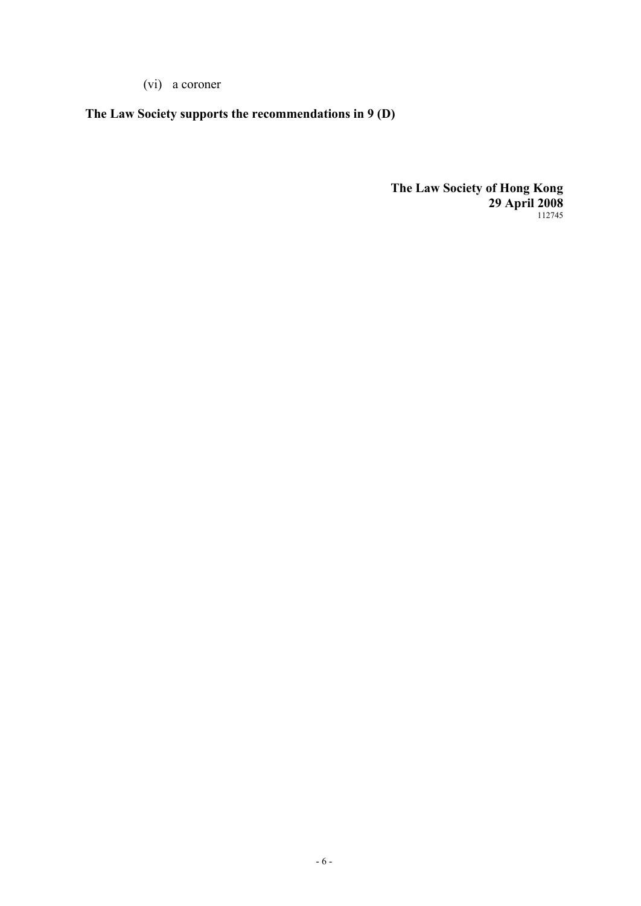(vi) a coroner

**The Law Society supports the recommendations in 9 (D)**

**The Law Society of Hong Kong**
**29 April 2008**
112745